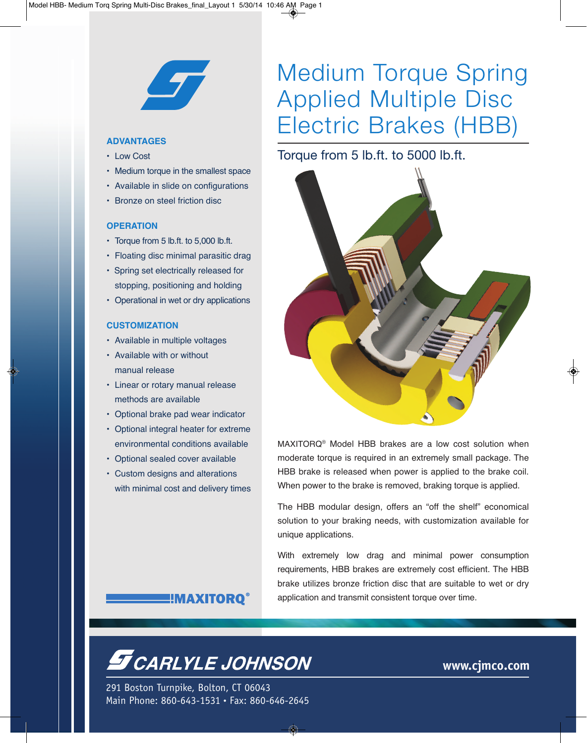# Medium Torque Spring Applied Multiple Disc Electric Brakes (HBB)

## Torque from 5 lb.ft. to 5000 lb.ft.

### ADVANTAGES

- Low Cost
- Medium torque in the smallest space
- Available in slide on configurations
- Bronze on steel friction disc

### OPERATION

- Torque from 5 lb.ft. to 5,000 lb.ft.
- Floating disc minimal parasitic drag
- Spring set electrically released for stopping, positioning and holding
- Operational in wet or dry applications

### CUSTOMIZATION

- Available in multiple voltages
- Available with or without manual release
- Linear or rotary manual release methods are available
- Optional brake pad wear indicator
- Optional integral heater for extreme environmental conditions available
- Optional sealed cover available
- Custom designs and alterations with minimal cost and delivery times

MAXITORQ®

MAXITORQ® Model HBB brakes are a low cost solution when moderate torque is required in an extremely small package. The HBB brake is released when power is applied to the brake coil. When power to the brake is removed, braking torque is applied.

The HBB modular design, offers an "off the shelf" economical solution to your braking needs, with customization available for unique applications.

With extremely low drag and minimal power consumption requirements, HBB brakes are extremely cost efficient. The HBB brake utilizes bronze friction disc that are suitable to wet or dry application and transmit consistent torque over time.

**CARLYLE JOHNSON**

www.cjmco.com

291 Boston Turnpike, Bolton, CT 06043
Main Phone: 860-643-1531 • Fax: 860-646-2645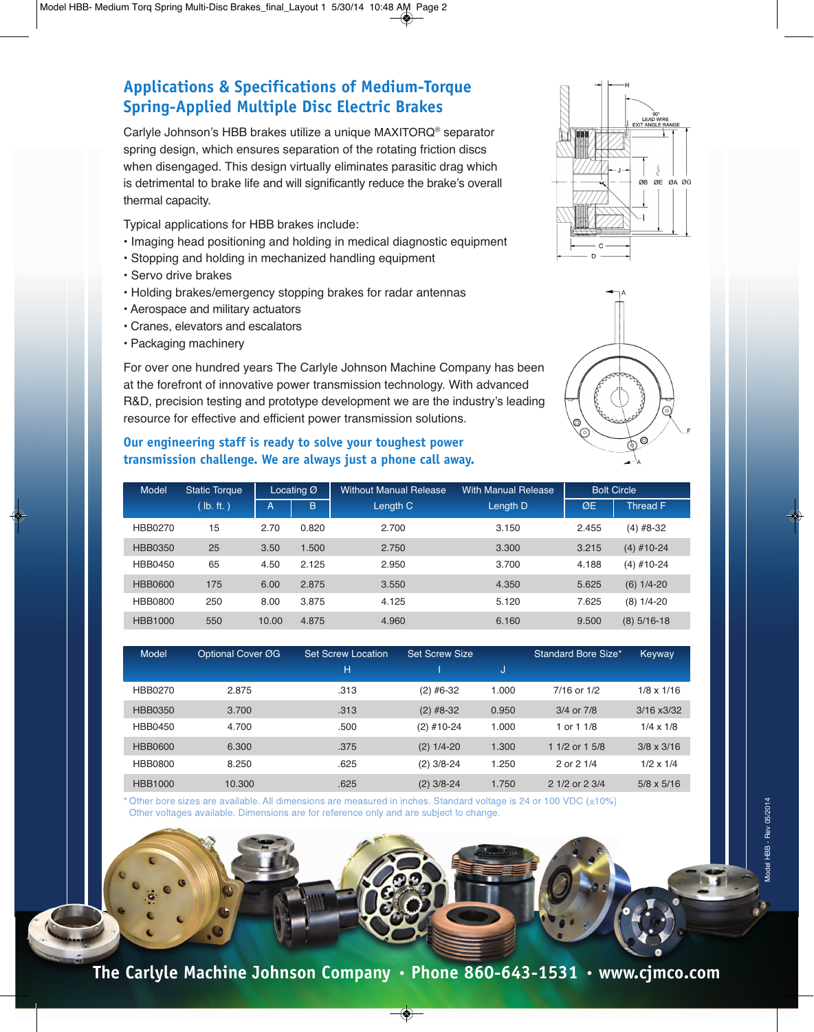## Applications & Specifications of Medium-Torque Spring-Applied Multiple Disc Electric Brakes

Carlyle Johnson's HBB brakes utilize a unique MAXITORQ® separator spring design, which ensures separation of the rotating friction discs when disengaged. This design virtually eliminates parasitic drag which is detrimental to brake life and will significantly reduce the brake's overall thermal capacity.

Typical applications for HBB brakes include:

- Imaging head positioning and holding in medical diagnostic equipment
- Stopping and holding in mechanized handling equipment
- Servo drive brakes
- Holding brakes/emergency stopping brakes for radar antennas
- Aerospace and military actuators
- Cranes, elevators and escalators
- Packaging machinery

For over one hundred years The Carlyle Johnson Machine Company has been at the forefront of innovative power transmission technology. With advanced R&D, precision testing and prototype development we are the industry's leading resource for effective and efficient power transmission solutions.

**Our engineering staff is ready to solve your toughest power transmission challenge. We are always just a phone call away.**

H
90° LEAD WIRE EXIT ANGLE RANGE
J
ØB ØE ØA ØG
I
C
D
A
F
A

| Model | Static Torque ( lb. ft. ) | Locating Ø | | Without Manual Release | With Manual Release | Bolt Circle | |
|---|---|---|---|---|---|---|---|
| | | A | B | Length C | Length D | ØE | Thread F |
| HBB0270 | 15 | 2.70 | 0.820 | 2.700 | 3.150 | 2.455 | (4) #8-32 |
| HBB0350 | 25 | 3.50 | 1.500 | 2.750 | 3.300 | 3.215 | (4) #10-24 |
| HBB0450 | 65 | 4.50 | 2.125 | 2.950 | 3.700 | 4.188 | (4) #10-24 |
| HBB0600 | 175 | 6.00 | 2.875 | 3.550 | 4.350 | 5.625 | (6) 1/4-20 |
| HBB0800 | 250 | 8.00 | 3.875 | 4.125 | 5.120 | 7.625 | (8) 1/4-20 |
| HBB1000 | 550 | 10.00 | 4.875 | 4.960 | 6.160 | 9.500 | (8) 5/16-18 |

| Model | Optional Cover ØG | Set Screw Location H | Set Screw Size I | J | Standard Bore Size* | Keyway |
|---|---|---|---|---|---|---|
| HBB0270 | 2.875 | .313 | (2) #6-32 | 1.000 | 7/16 or 1/2 | 1/8 x 1/16 |
| HBB0350 | 3.700 | .313 | (2) #8-32 | 0.950 | 3/4 or 7/8 | 3/16 x3/32 |
| HBB0450 | 4.700 | .500 | (2) #10-24 | 1.000 | 1 or 1 1/8 | 1/4 x 1/8 |
| HBB0600 | 6.300 | .375 | (2) 1/4-20 | 1.300 | 1 1/2 or 1 5/8 | 3/8 x 3/16 |
| HBB0800 | 8.250 | .625 | (2) 3/8-24 | 1.250 | 2 or 2 1/4 | 1/2 x 1/4 |
| HBB1000 | 10.300 | .625 | (2) 3/8-24 | 1.750 | 2 1/2 or 2 3/4 | 5/8 x 5/16 |

\* Other bore sizes are available. All dimensions are measured in inches. Standard voltage is 24 or 100 VDC (±10%) Other voltages available. Dimensions are for reference only and are subject to change.

Model HBB - Rev 05/2014

**The Carlyle Machine Johnson Company • Phone 860-643-1531 • www.cjmco.com**